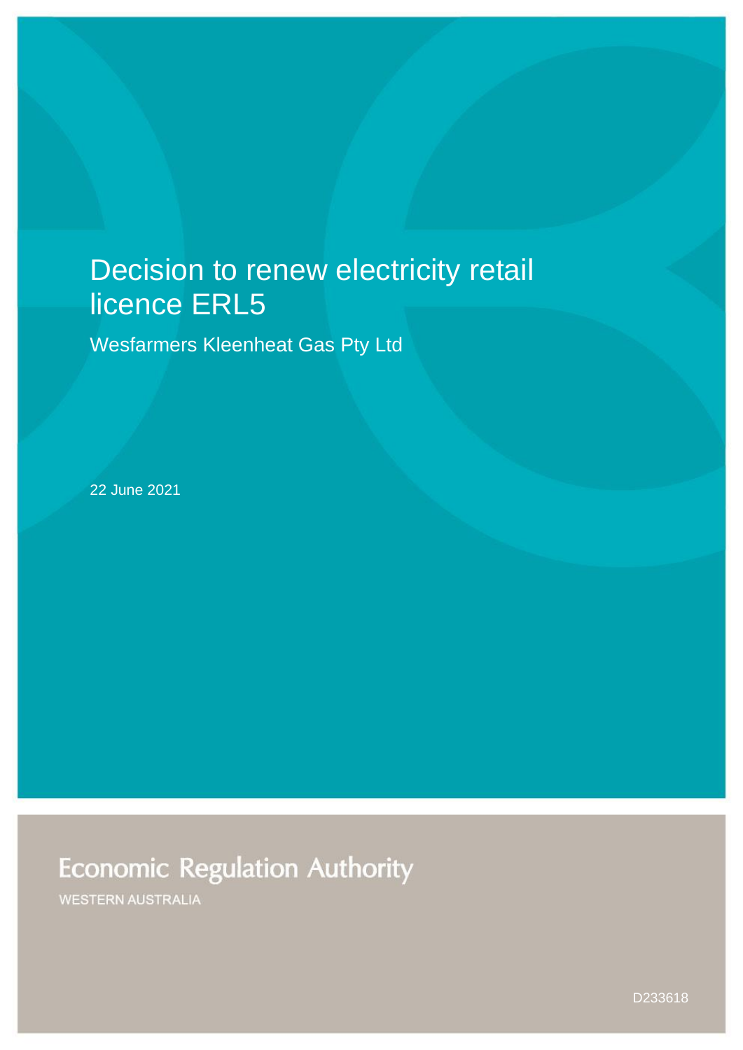# Decision to renew electricity retail licence ERL5

Wesfarmers Kleenheat Gas Pty Ltd

22 June 2021

Economic Regulation Authority

WESTERN AUSTRALIA

D233618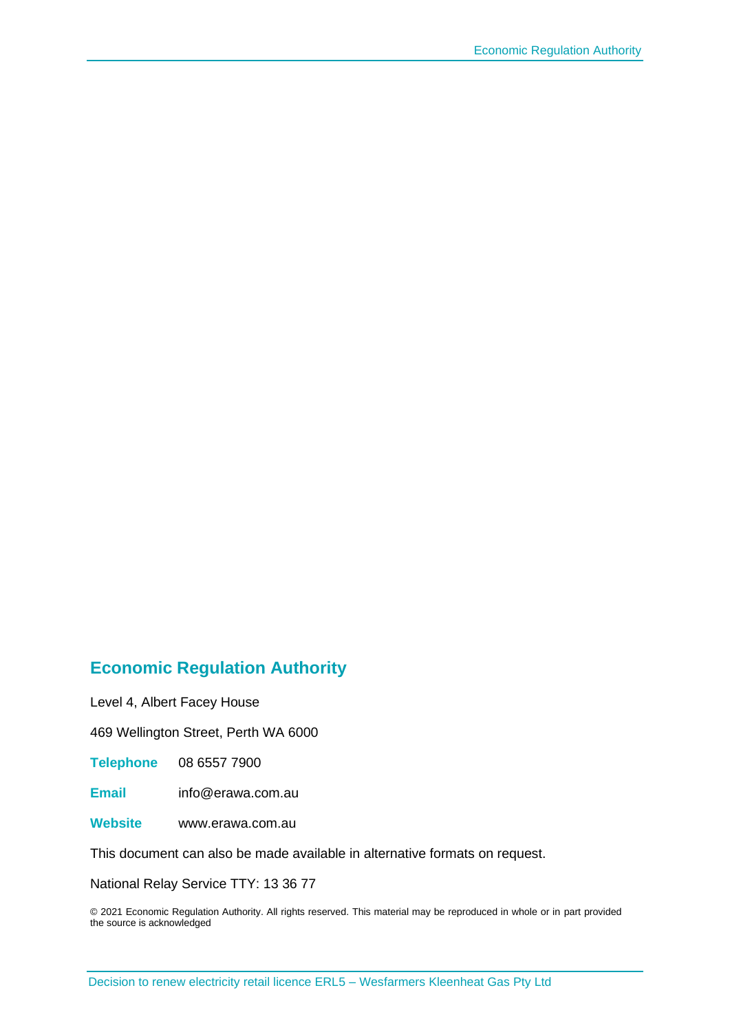## Economic Regulation Authority

Level 4, Albert Facey House

469 Wellington Street, Perth WA 6000

**Telephone** 08 6557 7900

**Email** info@erawa.com.au

**Website** www.erawa.com.au

This document can also be made available in alternative formats on request.

National Relay Service TTY: 13 36 77

© 2021 Economic Regulation Authority. All rights reserved. This material may be reproduced in whole or in part provided the source is acknowledged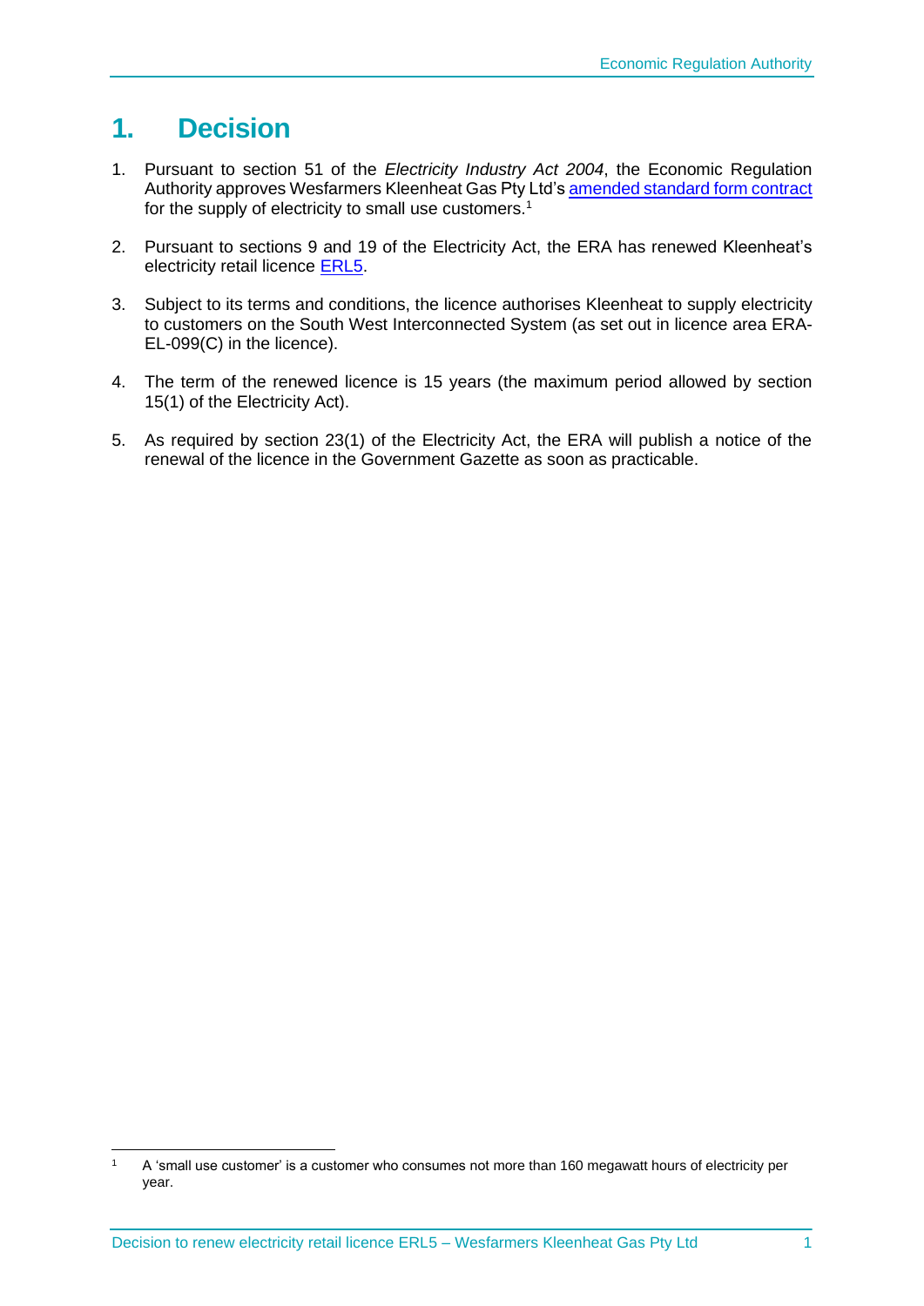# 1. Decision

1. Pursuant to section 51 of the *Electricity Industry Act 2004*, the Economic Regulation Authority approves Wesfarmers Kleenheat Gas Pty Ltd's amended standard form contract for the supply of electricity to small use customers.[1]

2. Pursuant to sections 9 and 19 of the Electricity Act, the ERA has renewed Kleenheat's electricity retail licence ERL5.

3. Subject to its terms and conditions, the licence authorises Kleenheat to supply electricity to customers on the South West Interconnected System (as set out in licence area ERA-EL-099(C) in the licence).

4. The term of the renewed licence is 15 years (the maximum period allowed by section 15(1) of the Electricity Act).

5. As required by section 23(1) of the Electricity Act, the ERA will publish a notice of the renewal of the licence in the Government Gazette as soon as practicable.

---

[1] A 'small use customer' is a customer who consumes not more than 160 megawatt hours of electricity per year.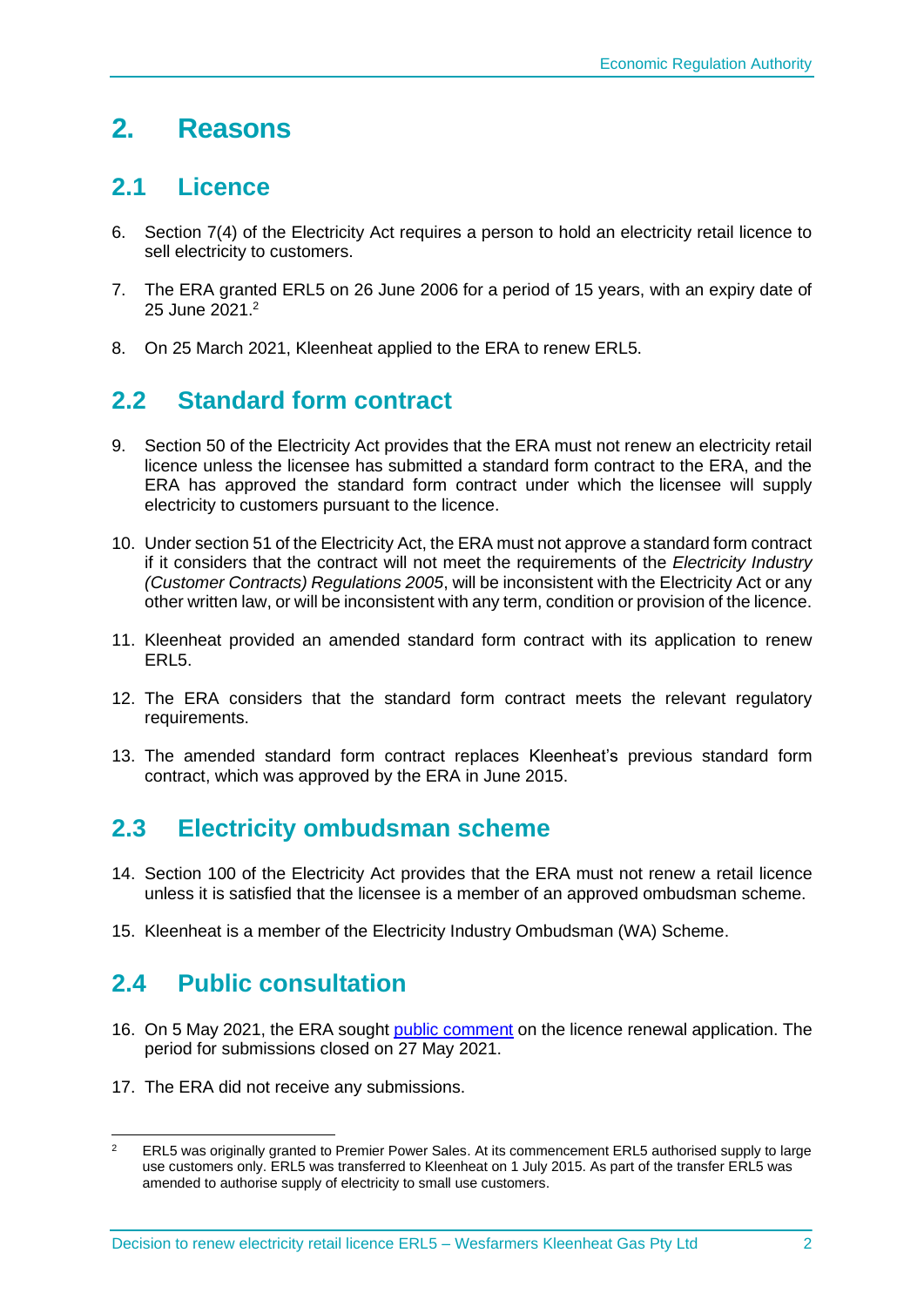# 2. Reasons

## 2.1 Licence

6. Section 7(4) of the Electricity Act requires a person to hold an electricity retail licence to sell electricity to customers.
7. The ERA granted ERL5 on 26 June 2006 for a period of 15 years, with an expiry date of 25 June 2021.[2]
8. On 25 March 2021, Kleenheat applied to the ERA to renew ERL5.

## 2.2 Standard form contract

9. Section 50 of the Electricity Act provides that the ERA must not renew an electricity retail licence unless the licensee has submitted a standard form contract to the ERA, and the ERA has approved the standard form contract under which the licensee will supply electricity to customers pursuant to the licence.
10. Under section 51 of the Electricity Act, the ERA must not approve a standard form contract if it considers that the contract will not meet the requirements of the *Electricity Industry (Customer Contracts) Regulations 2005*, will be inconsistent with the Electricity Act or any other written law, or will be inconsistent with any term, condition or provision of the licence.
11. Kleenheat provided an amended standard form contract with its application to renew ERL5.
12. The ERA considers that the standard form contract meets the relevant regulatory requirements.
13. The amended standard form contract replaces Kleenheat's previous standard form contract, which was approved by the ERA in June 2015.

## 2.3 Electricity ombudsman scheme

14. Section 100 of the Electricity Act provides that the ERA must not renew a retail licence unless it is satisfied that the licensee is a member of an approved ombudsman scheme.
15. Kleenheat is a member of the Electricity Industry Ombudsman (WA) Scheme.

## 2.4 Public consultation

16. On 5 May 2021, the ERA sought public comment on the licence renewal application. The period for submissions closed on 27 May 2021.
17. The ERA did not receive any submissions.

---

[2] ERL5 was originally granted to Premier Power Sales. At its commencement ERL5 authorised supply to large use customers only. ERL5 was transferred to Kleenheat on 1 July 2015. As part of the transfer ERL5 was amended to authorise supply of electricity to small use customers.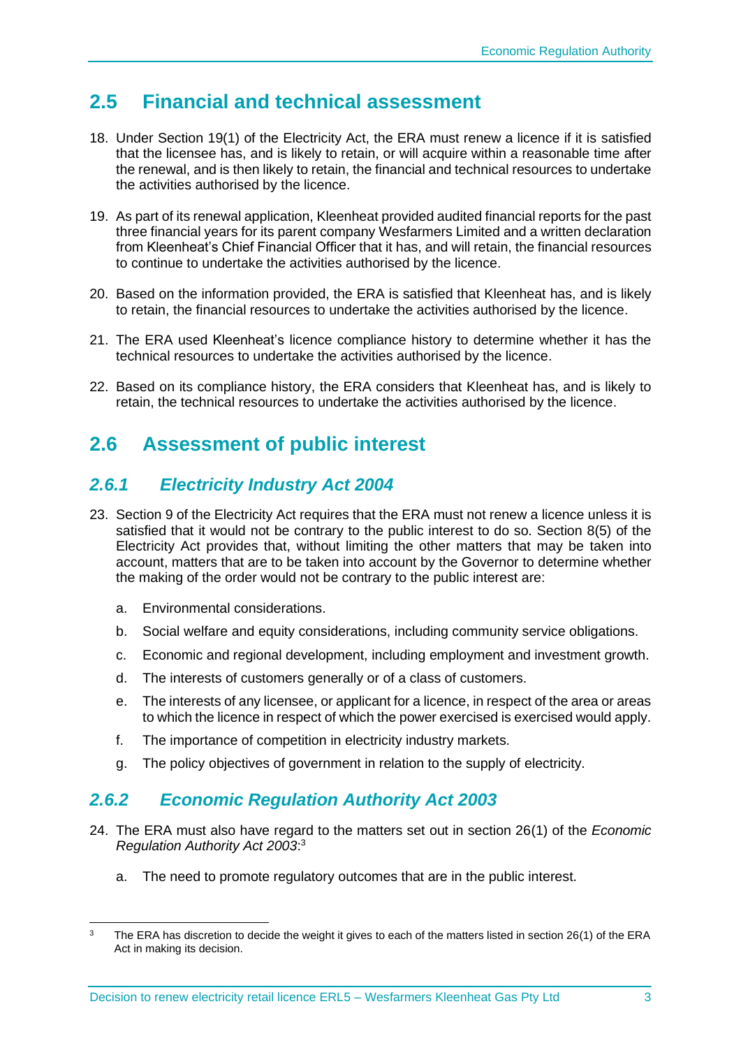## 2.5 Financial and technical assessment

18. Under Section 19(1) of the Electricity Act, the ERA must renew a licence if it is satisfied that the licensee has, and is likely to retain, or will acquire within a reasonable time after the renewal, and is then likely to retain, the financial and technical resources to undertake the activities authorised by the licence.

19. As part of its renewal application, Kleenheat provided audited financial reports for the past three financial years for its parent company Wesfarmers Limited and a written declaration from Kleenheat's Chief Financial Officer that it has, and will retain, the financial resources to continue to undertake the activities authorised by the licence.

20. Based on the information provided, the ERA is satisfied that Kleenheat has, and is likely to retain, the financial resources to undertake the activities authorised by the licence.

21. The ERA used Kleenheat's licence compliance history to determine whether it has the technical resources to undertake the activities authorised by the licence.

22. Based on its compliance history, the ERA considers that Kleenheat has, and is likely to retain, the technical resources to undertake the activities authorised by the licence.

## 2.6 Assessment of public interest

### *2.6.1 Electricity Industry Act 2004*

23. Section 9 of the Electricity Act requires that the ERA must not renew a licence unless it is satisfied that it would not be contrary to the public interest to do so. Section 8(5) of the Electricity Act provides that, without limiting the other matters that may be taken into account, matters that are to be taken into account by the Governor to determine whether the making of the order would not be contrary to the public interest are:

    a. Environmental considerations.

    b. Social welfare and equity considerations, including community service obligations.

    c. Economic and regional development, including employment and investment growth.

    d. The interests of customers generally or of a class of customers.

    e. The interests of any licensee, or applicant for a licence, in respect of the area or areas to which the licence in respect of which the power exercised is exercised would apply.

    f. The importance of competition in electricity industry markets.

    g. The policy objectives of government in relation to the supply of electricity.

### *2.6.2 Economic Regulation Authority Act 2003*

24. The ERA must also have regard to the matters set out in section 26(1) of the *Economic Regulation Authority Act 2003*:[3]

    a. The need to promote regulatory outcomes that are in the public interest.

[3] The ERA has discretion to decide the weight it gives to each of the matters listed in section 26(1) of the ERA Act in making its decision.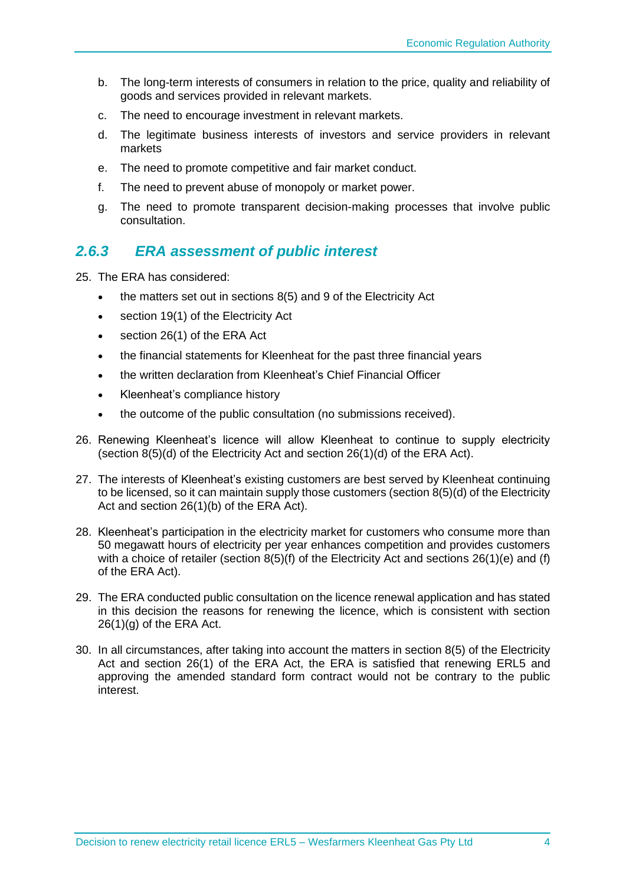b. The long-term interests of consumers in relation to the price, quality and reliability of goods and services provided in relevant markets.

c. The need to encourage investment in relevant markets.

d. The legitimate business interests of investors and service providers in relevant markets

e. The need to promote competitive and fair market conduct.

f. The need to prevent abuse of monopoly or market power.

g. The need to promote transparent decision-making processes that involve public consultation.

### *2.6.3 ERA assessment of public interest*

25. The ERA has considered:

- the matters set out in sections 8(5) and 9 of the Electricity Act
- section 19(1) of the Electricity Act
- section 26(1) of the ERA Act
- the financial statements for Kleenheat for the past three financial years
- the written declaration from Kleenheat's Chief Financial Officer
- Kleenheat's compliance history
- the outcome of the public consultation (no submissions received).

26. Renewing Kleenheat's licence will allow Kleenheat to continue to supply electricity (section 8(5)(d) of the Electricity Act and section 26(1)(d) of the ERA Act).

27. The interests of Kleenheat's existing customers are best served by Kleenheat continuing to be licensed, so it can maintain supply those customers (section 8(5)(d) of the Electricity Act and section 26(1)(b) of the ERA Act).

28. Kleenheat's participation in the electricity market for customers who consume more than 50 megawatt hours of electricity per year enhances competition and provides customers with a choice of retailer (section 8(5)(f) of the Electricity Act and sections 26(1)(e) and (f) of the ERA Act).

29. The ERA conducted public consultation on the licence renewal application and has stated in this decision the reasons for renewing the licence, which is consistent with section 26(1)(g) of the ERA Act.

30. In all circumstances, after taking into account the matters in section 8(5) of the Electricity Act and section 26(1) of the ERA Act, the ERA is satisfied that renewing ERL5 and approving the amended standard form contract would not be contrary to the public interest.